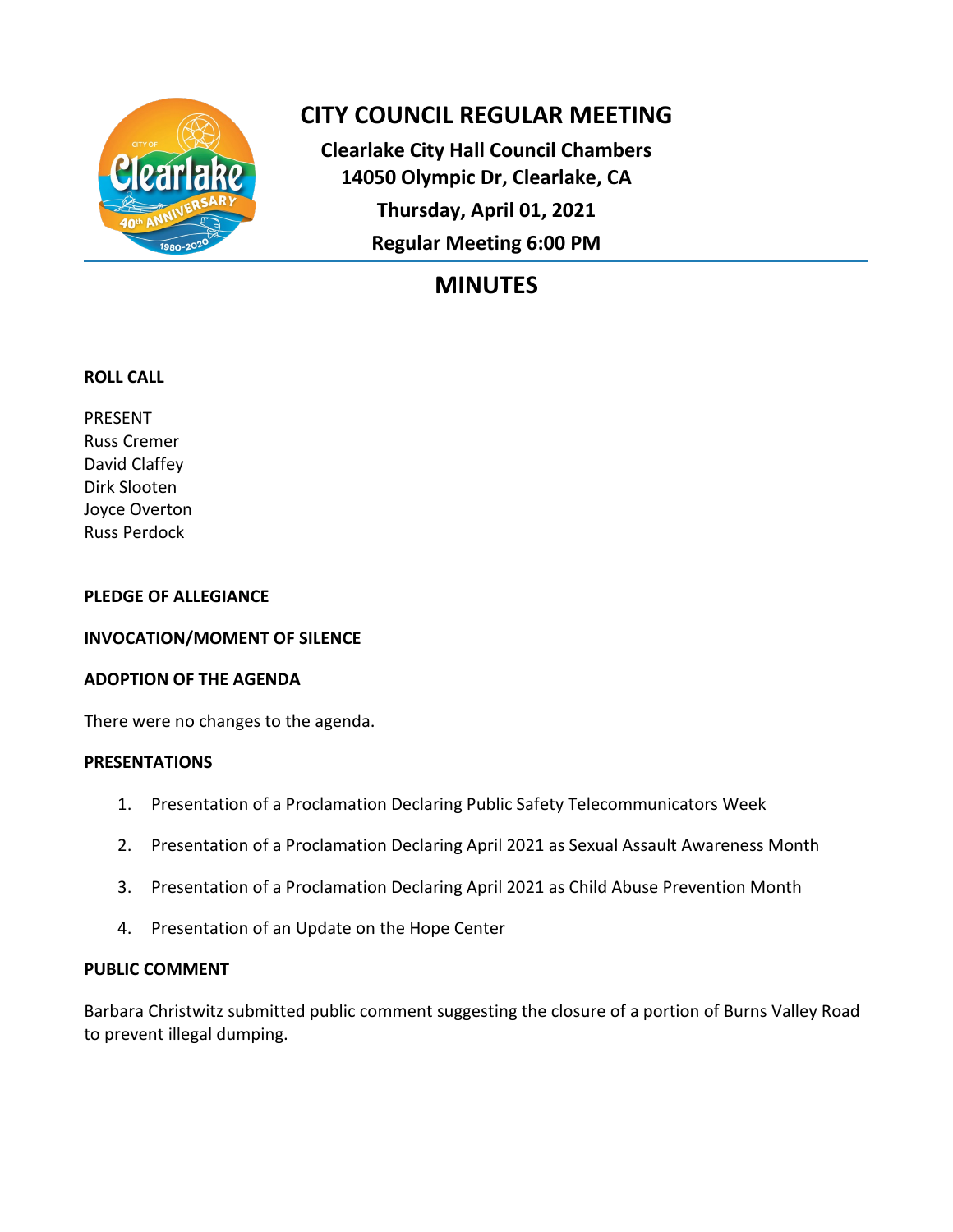# CITY COUNCIL REGULAR MEETING

**Clearlake City Hall Council Chambers**
**14050 Olympic Dr, Clearlake, CA**
**Thursday, April 01, 2021**
**Regular Meeting 6:00 PM**

## MINUTES

**ROLL CALL**

PRESENT
Russ Cremer
David Claffey
Dirk Slooten
Joyce Overton
Russ Perdock

**PLEDGE OF ALLEGIANCE**

**INVOCATION/MOMENT OF SILENCE**

**ADOPTION OF THE AGENDA**

There were no changes to the agenda.

**PRESENTATIONS**

1. Presentation of a Proclamation Declaring Public Safety Telecommunicators Week
2. Presentation of a Proclamation Declaring April 2021 as Sexual Assault Awareness Month
3. Presentation of a Proclamation Declaring April 2021 as Child Abuse Prevention Month
4. Presentation of an Update on the Hope Center

**PUBLIC COMMENT**

Barbara Christwitz submitted public comment suggesting the closure of a portion of Burns Valley Road to prevent illegal dumping.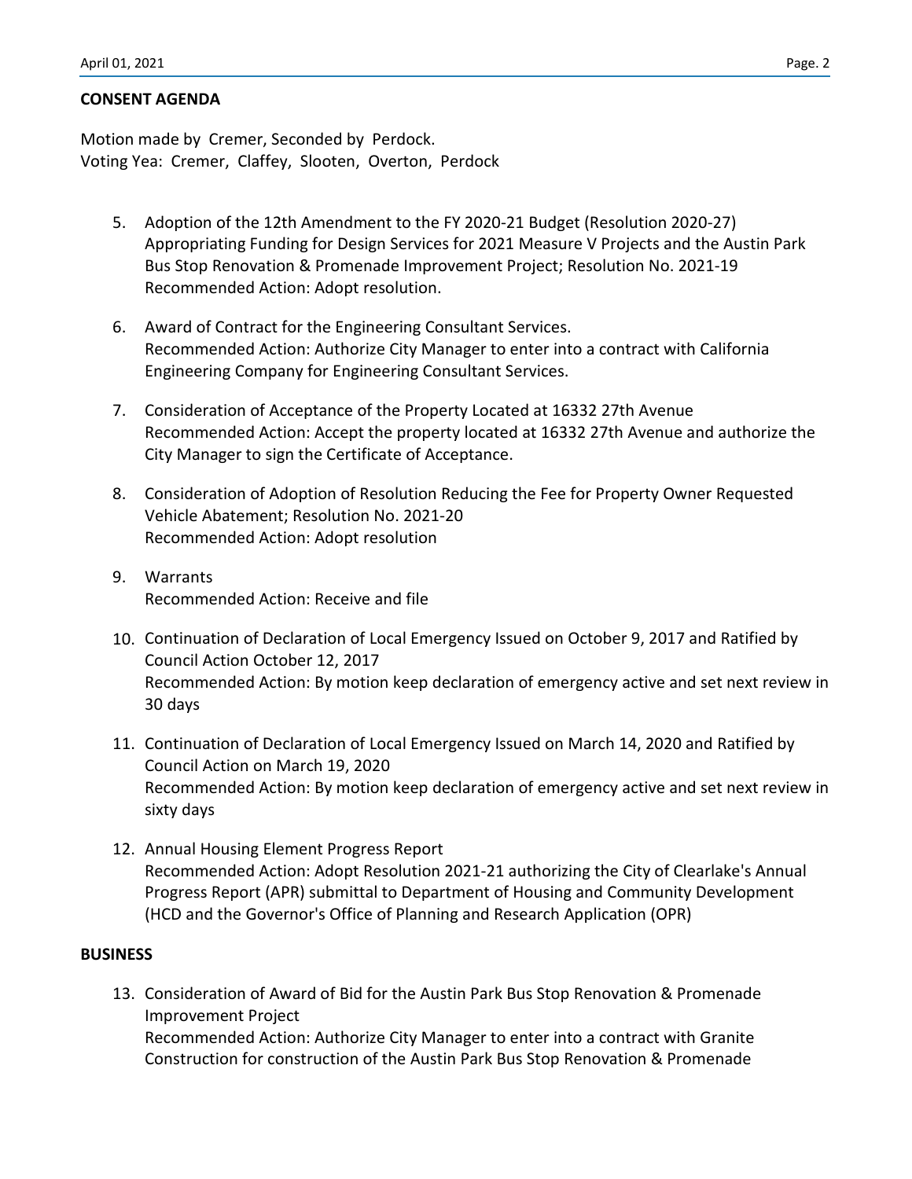## CONSENT AGENDA

Motion made by Cremer, Seconded by Perdock.
Voting Yea: Cremer, Claffey, Slooten, Overton, Perdock

5. Adoption of the 12th Amendment to the FY 2020-21 Budget (Resolution 2020-27) Appropriating Funding for Design Services for 2021 Measure V Projects and the Austin Park Bus Stop Renovation & Promenade Improvement Project; Resolution No. 2021-19
   Recommended Action: Adopt resolution.

6. Award of Contract for the Engineering Consultant Services.
   Recommended Action: Authorize City Manager to enter into a contract with California Engineering Company for Engineering Consultant Services.

7. Consideration of Acceptance of the Property Located at 16332 27th Avenue
   Recommended Action: Accept the property located at 16332 27th Avenue and authorize the City Manager to sign the Certificate of Acceptance.

8. Consideration of Adoption of Resolution Reducing the Fee for Property Owner Requested Vehicle Abatement; Resolution No. 2021-20
   Recommended Action: Adopt resolution

9. Warrants
   Recommended Action: Receive and file

10. Continuation of Declaration of Local Emergency Issued on October 9, 2017 and Ratified by Council Action October 12, 2017
    Recommended Action: By motion keep declaration of emergency active and set next review in 30 days

11. Continuation of Declaration of Local Emergency Issued on March 14, 2020 and Ratified by Council Action on March 19, 2020
    Recommended Action: By motion keep declaration of emergency active and set next review in sixty days

12. Annual Housing Element Progress Report
    Recommended Action: Adopt Resolution 2021-21 authorizing the City of Clearlake's Annual Progress Report (APR) submittal to Department of Housing and Community Development (HCD and the Governor's Office of Planning and Research Application (OPR)

## BUSINESS

13. Consideration of Award of Bid for the Austin Park Bus Stop Renovation & Promenade Improvement Project
    Recommended Action: Authorize City Manager to enter into a contract with Granite Construction for construction of the Austin Park Bus Stop Renovation & Promenade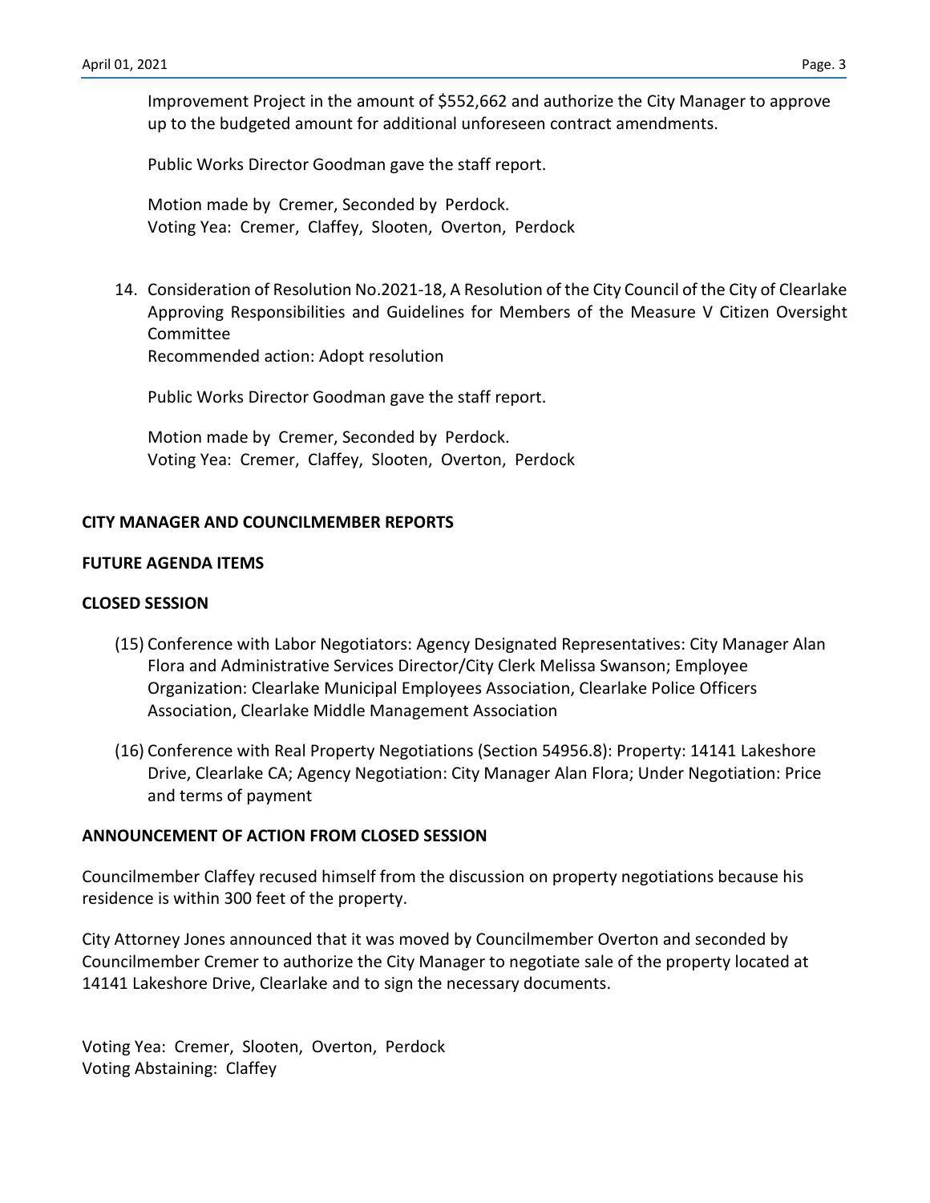Improvement Project in the amount of $552,662 and authorize the City Manager to approve up to the budgeted amount for additional unforeseen contract amendments.

Public Works Director Goodman gave the staff report.

Motion made by Cremer, Seconded by Perdock.
Voting Yea: Cremer, Claffey, Slooten, Overton, Perdock

14. Consideration of Resolution No.2021-18, A Resolution of the City Council of the City of Clearlake Approving Responsibilities and Guidelines for Members of the Measure V Citizen Oversight Committee
    Recommended action: Adopt resolution

    Public Works Director Goodman gave the staff report.

    Motion made by Cremer, Seconded by Perdock.
    Voting Yea: Cremer, Claffey, Slooten, Overton, Perdock

**CITY MANAGER AND COUNCILMEMBER REPORTS**

**FUTURE AGENDA ITEMS**

**CLOSED SESSION**

(15) Conference with Labor Negotiators: Agency Designated Representatives: City Manager Alan Flora and Administrative Services Director/City Clerk Melissa Swanson; Employee Organization: Clearlake Municipal Employees Association, Clearlake Police Officers Association, Clearlake Middle Management Association

(16) Conference with Real Property Negotiations (Section 54956.8): Property: 14141 Lakeshore Drive, Clearlake CA; Agency Negotiation: City Manager Alan Flora; Under Negotiation: Price and terms of payment

**ANNOUNCEMENT OF ACTION FROM CLOSED SESSION**

Councilmember Claffey recused himself from the discussion on property negotiations because his residence is within 300 feet of the property.

City Attorney Jones announced that it was moved by Councilmember Overton and seconded by Councilmember Cremer to authorize the City Manager to negotiate sale of the property located at 14141 Lakeshore Drive, Clearlake and to sign the necessary documents.

Voting Yea: Cremer, Slooten, Overton, Perdock
Voting Abstaining: Claffey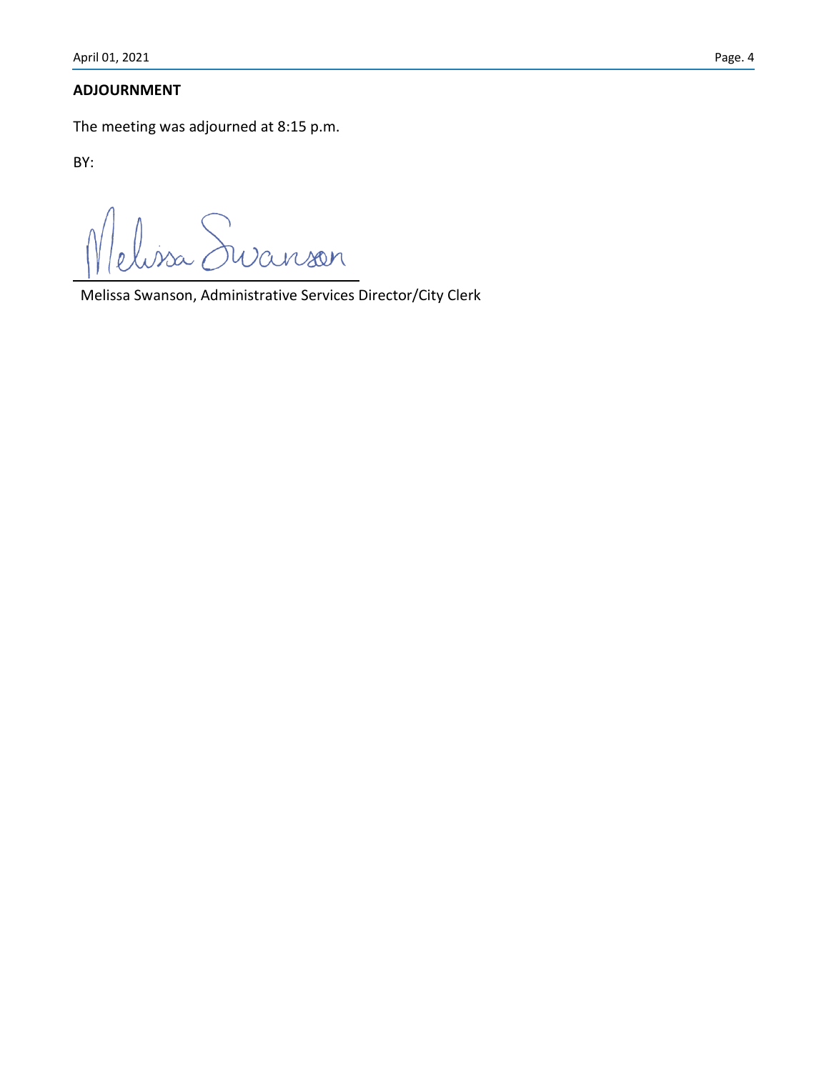## ADJOURNMENT

The meeting was adjourned at 8:15 p.m.

BY:

Melissa Swanson

Melissa Swanson, Administrative Services Director/City Clerk